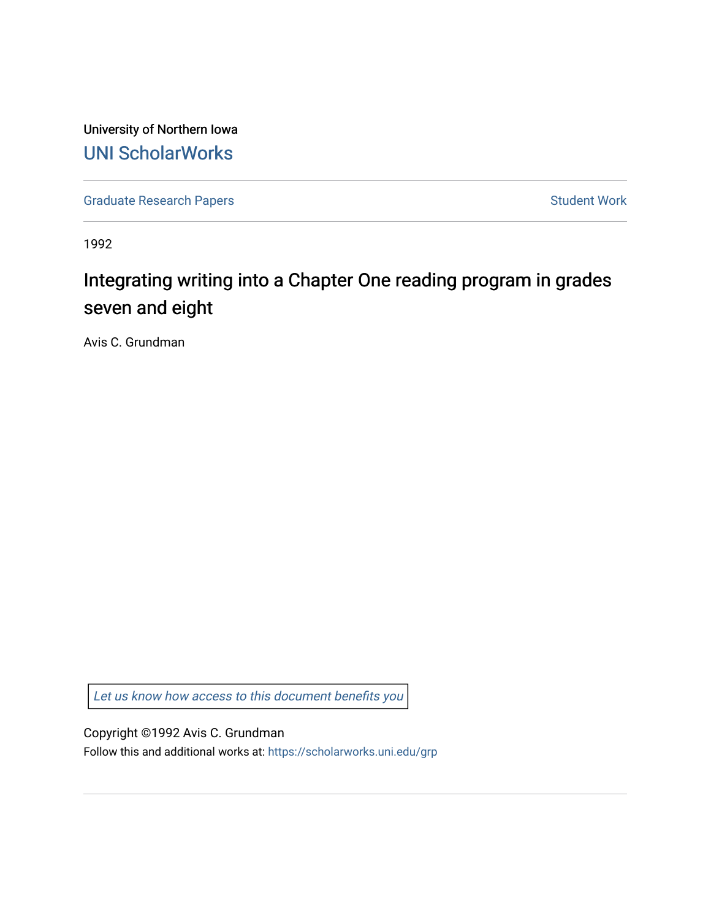University of Northern Iowa

# UNI ScholarWorks

Graduate Research Papers | Student Work

1992

## Integrating writing into a Chapter One reading program in grades seven and eight

Avis C. Grundman

*Let us know how access to this document benefits you*

Copyright ©1992 Avis C. Grundman

Follow this and additional works at: https://scholarworks.uni.edu/grp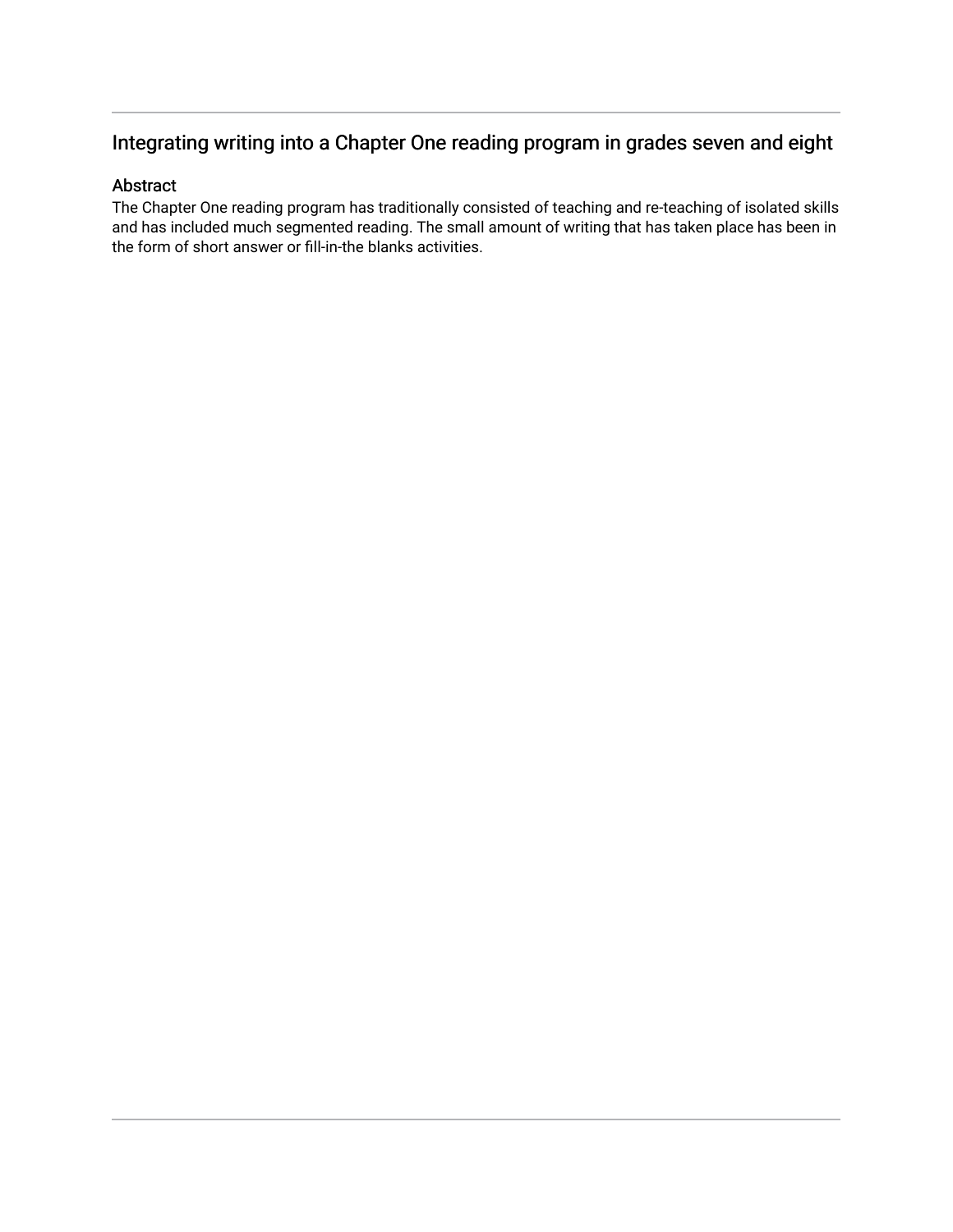## Integrating writing into a Chapter One reading program in grades seven and eight

### Abstract

The Chapter One reading program has traditionally consisted of teaching and re-teaching of isolated skills and has included much segmented reading. The small amount of writing that has taken place has been in the form of short answer or fill-in-the blanks activities.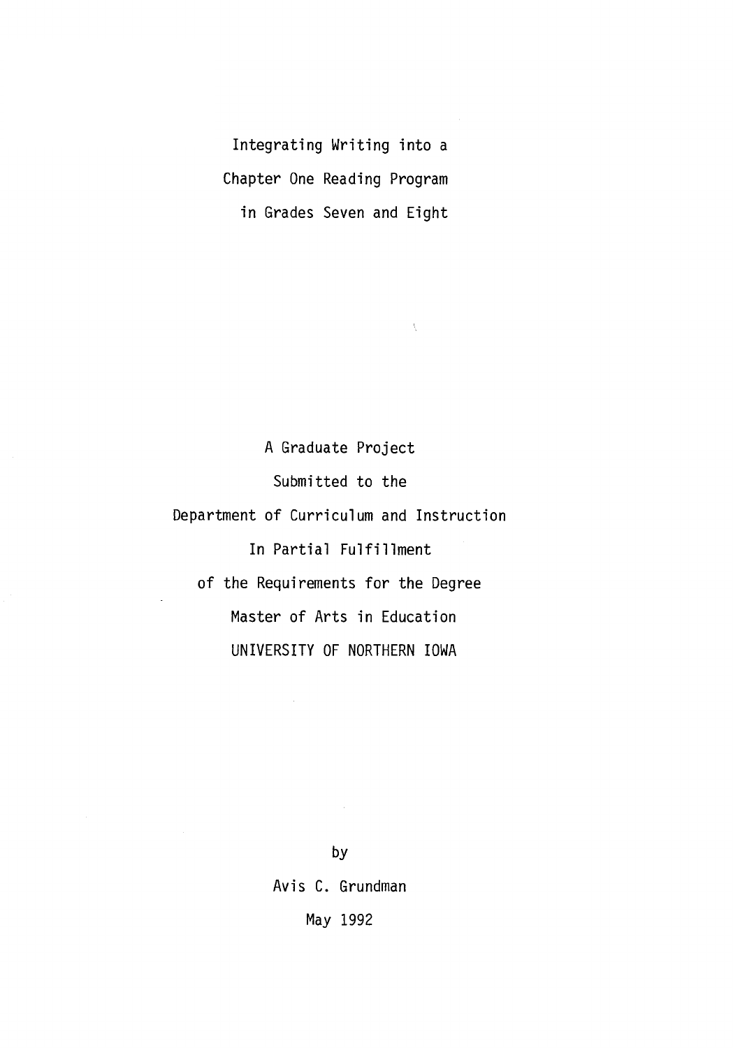# Integrating Writing into a Chapter One Reading Program in Grades Seven and Eight

A Graduate Project

Submitted to the

Department of Curriculum and Instruction

In Partial Fulfillment

of the Requirements for the Degree

Master of Arts in Education

UNIVERSITY OF NORTHERN IOWA

by

Avis C. Grundman

May 1992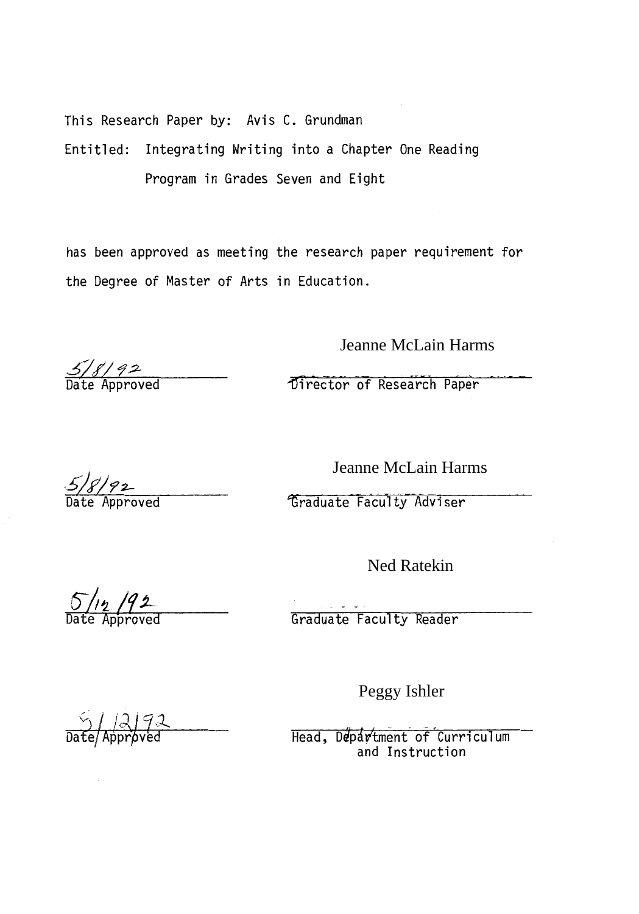This Research Paper by: Avis C. Grundman

Entitled: Integrating Writing into a Chapter One Reading Program in Grades Seven and Eight

has been approved as meeting the research paper requirement for the Degree of Master of Arts in Education.

5/8/92 — Date Approved

Jeanne McLain Harms — Director of Research Paper

5/8/92 — Date Approved

Jeanne McLain Harms — Graduate Faculty Adviser

5/12/92 — Date Approved

Ned Ratekin — Graduate Faculty Reader

5/12/92 — Date Approved

Peggy Ishler — Head, Department of Curriculum and Instruction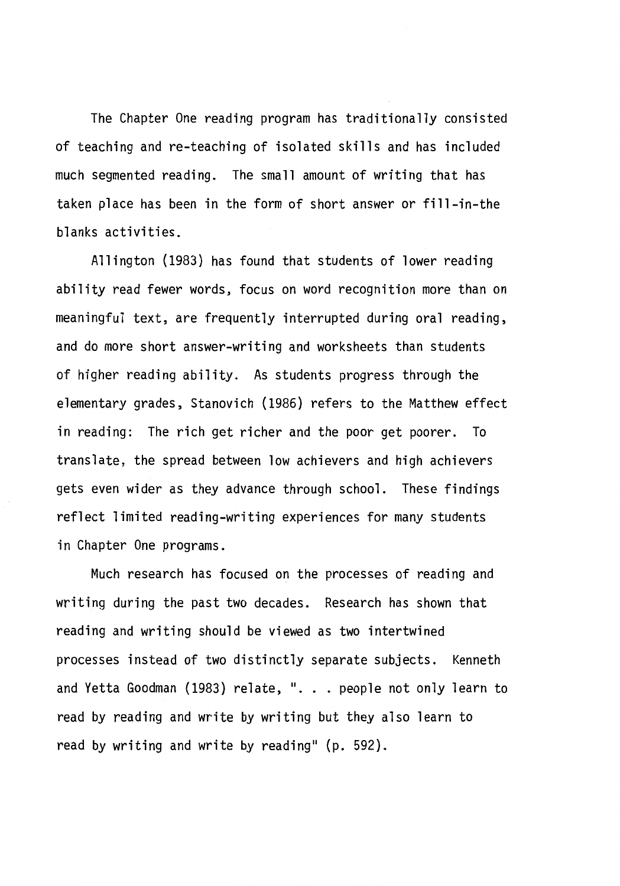The Chapter One reading program has traditionally consisted of teaching and re-teaching of isolated skills and has included much segmented reading. The small amount of writing that has taken place has been in the form of short answer or fill-in-the blanks activities.

Allington (1983) has found that students of lower reading ability read fewer words, focus on word recognition more than on meaningful text, are frequently interrupted during oral reading, and do more short answer-writing and worksheets than students of higher reading ability. As students progress through the elementary grades, Stanovich (1986) refers to the Matthew effect in reading: The rich get richer and the poor get poorer. To translate, the spread between low achievers and high achievers gets even wider as they advance through school. These findings reflect limited reading-writing experiences for many students in Chapter One programs.

Much research has focused on the processes of reading and writing during the past two decades. Research has shown that reading and writing should be viewed as two intertwined processes instead of two distinctly separate subjects. Kenneth and Yetta Goodman (1983) relate, ". . . people not only learn to read by reading and write by writing but they also learn to read by writing and write by reading" (p. 592).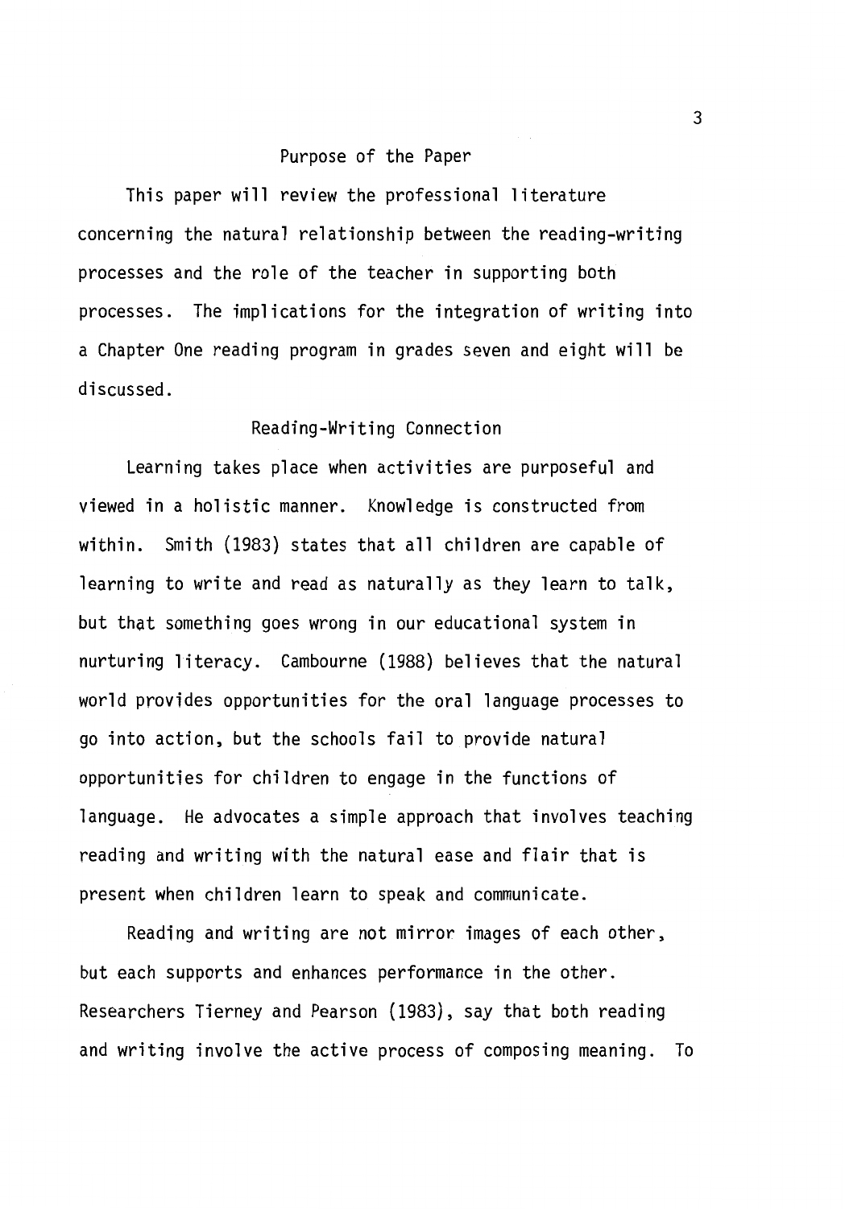## Purpose of the Paper

This paper will review the professional literature concerning the natural relationship between the reading-writing processes and the role of the teacher in supporting both processes. The implications for the integration of writing into a Chapter One reading program in grades seven and eight will be discussed.

## Reading-Writing Connection

Learning takes place when activities are purposeful and viewed in a holistic manner. Knowledge is constructed from within. Smith (1983) states that all children are capable of learning to write and read as naturally as they learn to talk, but that something goes wrong in our educational system in nurturing literacy. Cambourne (1988) believes that the natural world provides opportunities for the oral language processes to go into action, but the schools fail to provide natural opportunities for children to engage in the functions of language. He advocates a simple approach that involves teaching reading and writing with the natural ease and flair that is present when children learn to speak and communicate.

Reading and writing are not mirror images of each other, but each supports and enhances performance in the other. Researchers Tierney and Pearson (1983), say that both reading and writing involve the active process of composing meaning. To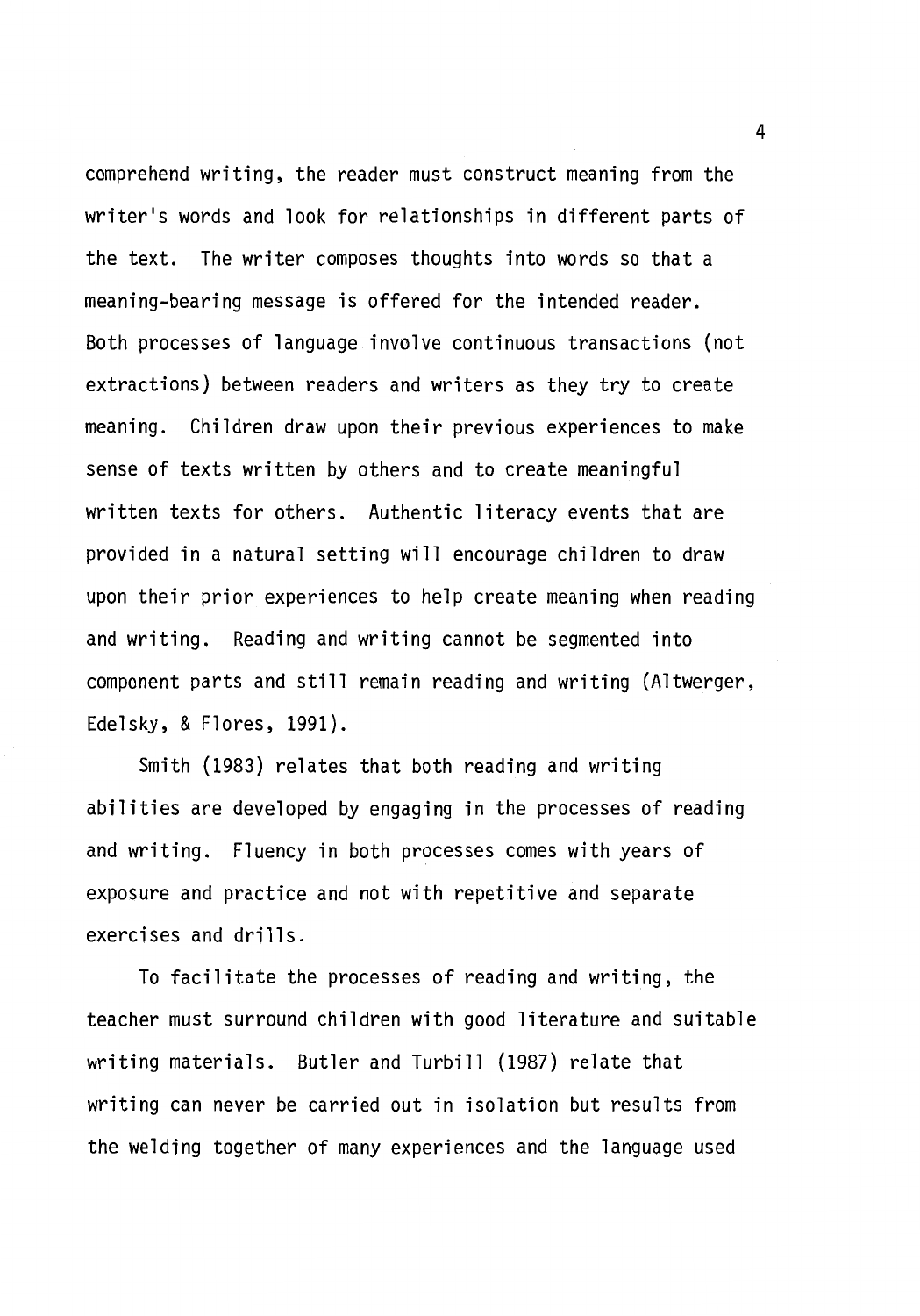comprehend writing, the reader must construct meaning from the writer's words and look for relationships in different parts of the text. The writer composes thoughts into words so that a meaning-bearing message is offered for the intended reader. Both processes of language involve continuous transactions (not extractions) between readers and writers as they try to create meaning. Children draw upon their previous experiences to make sense of texts written by others and to create meaningful written texts for others. Authentic literacy events that are provided in a natural setting will encourage children to draw upon their prior experiences to help create meaning when reading and writing. Reading and writing cannot be segmented into component parts and still remain reading and writing (Altwerger, Edelsky, & Flores, 1991).

Smith (1983) relates that both reading and writing abilities are developed by engaging in the processes of reading and writing. Fluency in both processes comes with years of exposure and practice and not with repetitive and separate exercises and drills.

To facilitate the processes of reading and writing, the teacher must surround children with good literature and suitable writing materials. Butler and Turbill (1987) relate that writing can never be carried out in isolation but results from the welding together of many experiences and the language used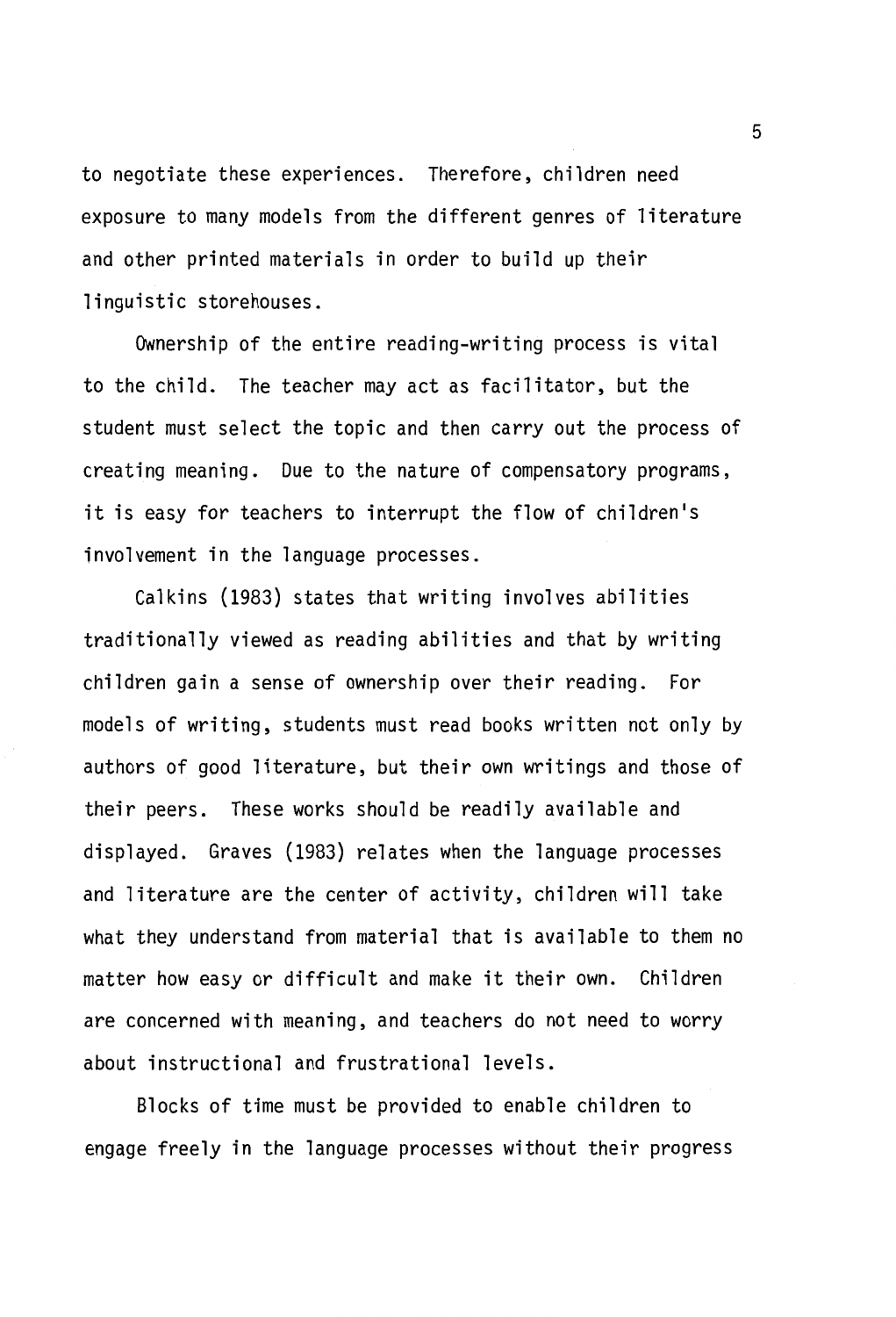to negotiate these experiences. Therefore, children need exposure to many models from the different genres of literature and other printed materials in order to build up their linguistic storehouses.

Ownership of the entire reading-writing process is vital to the child. The teacher may act as facilitator, but the student must select the topic and then carry out the process of creating meaning. Due to the nature of compensatory programs, it is easy for teachers to interrupt the flow of children's involvement in the language processes.

Calkins (1983) states that writing involves abilities traditionally viewed as reading abilities and that by writing children gain a sense of ownership over their reading. For models of writing, students must read books written not only by authors of good literature, but their own writings and those of their peers. These works should be readily available and displayed. Graves (1983) relates when the language processes and literature are the center of activity, children will take what they understand from material that is available to them no matter how easy or difficult and make it their own. Children are concerned with meaning, and teachers do not need to worry about instructional and frustrational levels.

Blocks of time must be provided to enable children to engage freely in the language processes without their progress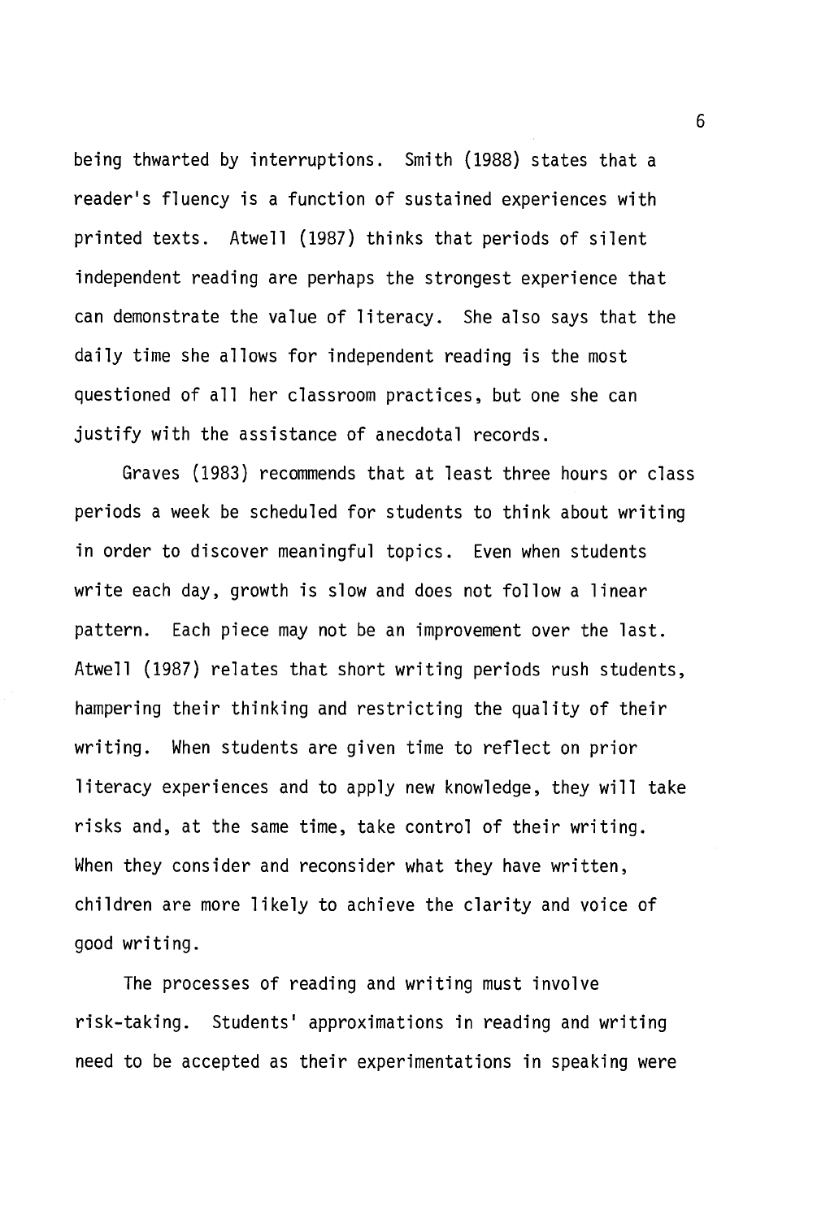being thwarted by interruptions. Smith (1988) states that a reader's fluency is a function of sustained experiences with printed texts. Atwell (1987) thinks that periods of silent independent reading are perhaps the strongest experience that can demonstrate the value of literacy. She also says that the daily time she allows for independent reading is the most questioned of all her classroom practices, but one she can justify with the assistance of anecdotal records.

Graves (1983) recommends that at least three hours or class periods a week be scheduled for students to think about writing in order to discover meaningful topics. Even when students write each day, growth is slow and does not follow a linear pattern. Each piece may not be an improvement over the last. Atwell (1987) relates that short writing periods rush students, hampering their thinking and restricting the quality of their writing. When students are given time to reflect on prior literacy experiences and to apply new knowledge, they will take risks and, at the same time, take control of their writing. When they consider and reconsider what they have written, children are more likely to achieve the clarity and voice of good writing.

The processes of reading and writing must involve risk-taking. Students' approximations in reading and writing need to be accepted as their experimentations in speaking were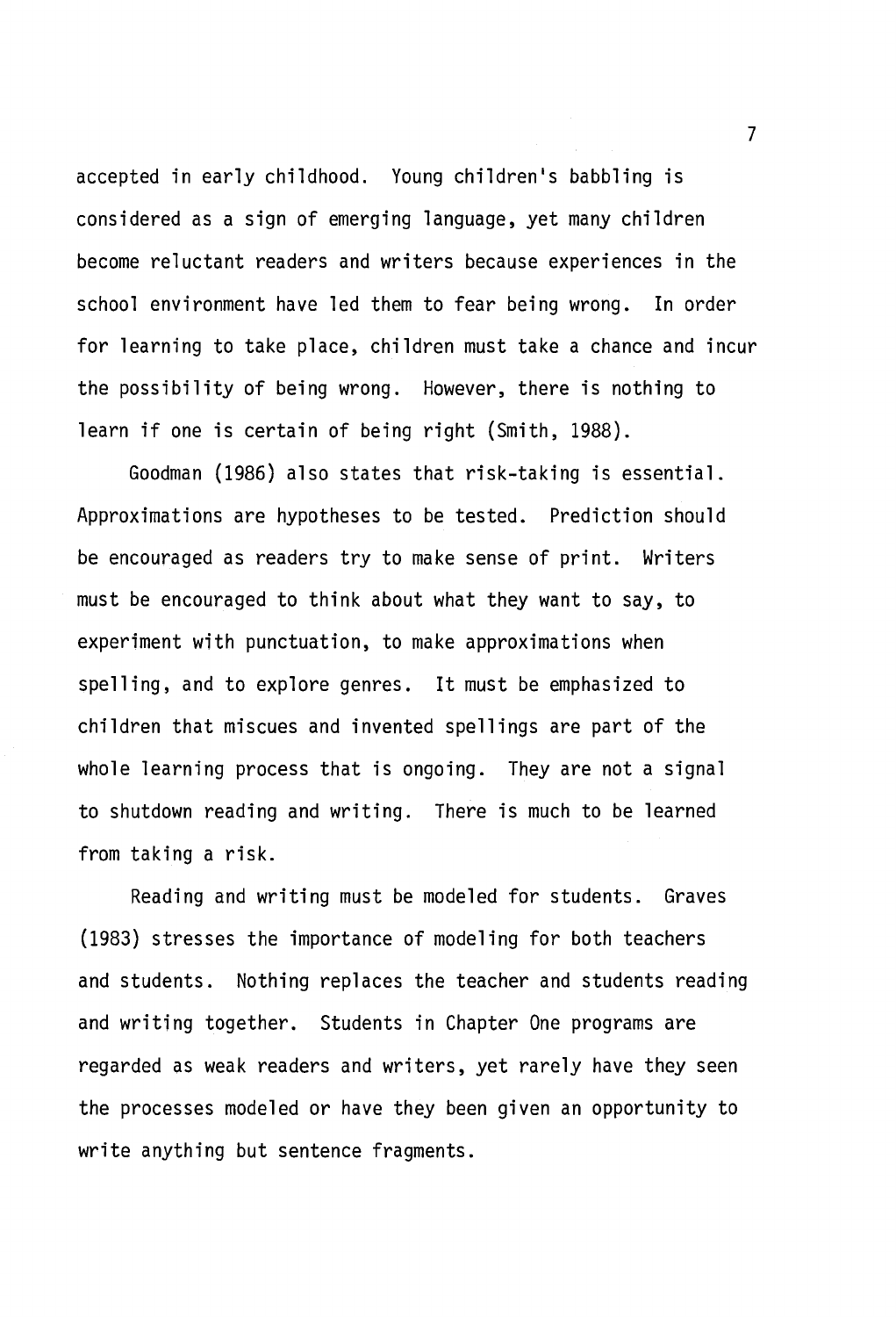accepted in early childhood. Young children's babbling is considered as a sign of emerging language, yet many children become reluctant readers and writers because experiences in the school environment have led them to fear being wrong. In order for learning to take place, children must take a chance and incur the possibility of being wrong. However, there is nothing to learn if one is certain of being right (Smith, 1988).

Goodman (1986) also states that risk-taking is essential. Approximations are hypotheses to be tested. Prediction should be encouraged as readers try to make sense of print. Writers must be encouraged to think about what they want to say, to experiment with punctuation, to make approximations when spelling, and to explore genres. It must be emphasized to children that miscues and invented spellings are part of the whole learning process that is ongoing. They are not a signal to shutdown reading and writing. There is much to be learned from taking a risk.

Reading and writing must be modeled for students. Graves (1983) stresses the importance of modeling for both teachers and students. Nothing replaces the teacher and students reading and writing together. Students in Chapter One programs are regarded as weak readers and writers, yet rarely have they seen the processes modeled or have they been given an opportunity to write anything but sentence fragments.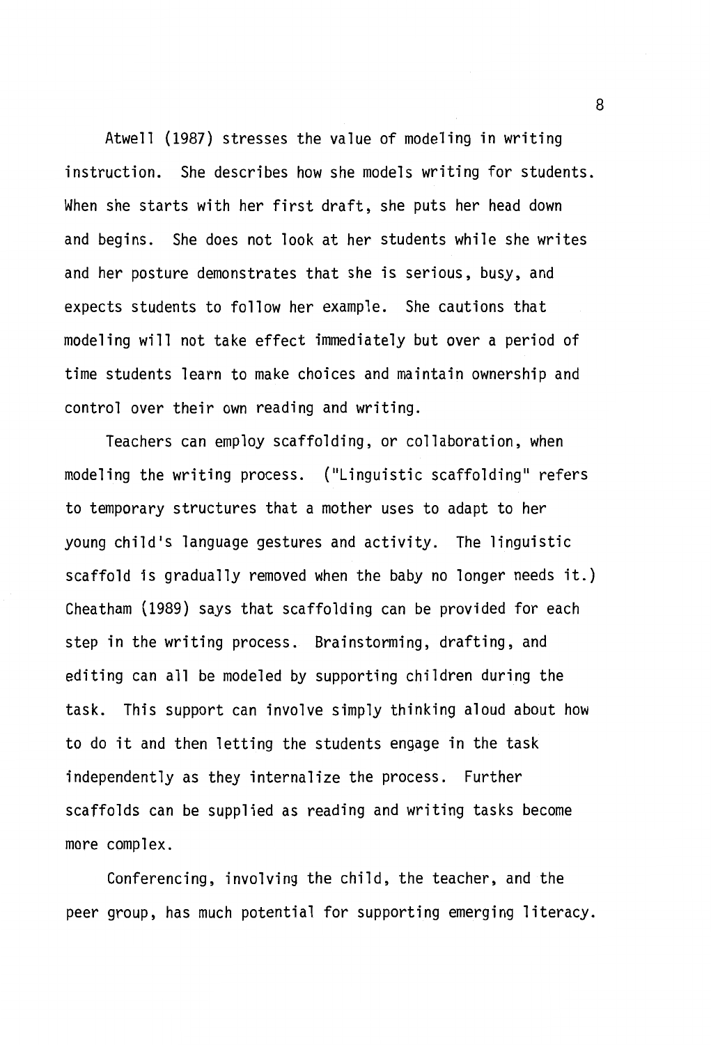Atwell (1987) stresses the value of modeling in writing instruction. She describes how she models writing for students. When she starts with her first draft, she puts her head down and begins. She does not look at her students while she writes and her posture demonstrates that she is serious, busy, and expects students to follow her example. She cautions that modeling will not take effect immediately but over a period of time students learn to make choices and maintain ownership and control over their own reading and writing.

Teachers can employ scaffolding, or collaboration, when modeling the writing process. ("Linguistic scaffolding" refers to temporary structures that a mother uses to adapt to her young child's language gestures and activity. The linguistic scaffold is gradually removed when the baby no longer needs it.) Cheatham (1989) says that scaffolding can be provided for each step in the writing process. Brainstorming, drafting, and editing can all be modeled by supporting children during the task. This support can involve simply thinking aloud about how to do it and then letting the students engage in the task independently as they internalize the process. Further scaffolds can be supplied as reading and writing tasks become more complex.

Conferencing, involving the child, the teacher, and the peer group, has much potential for supporting emerging literacy.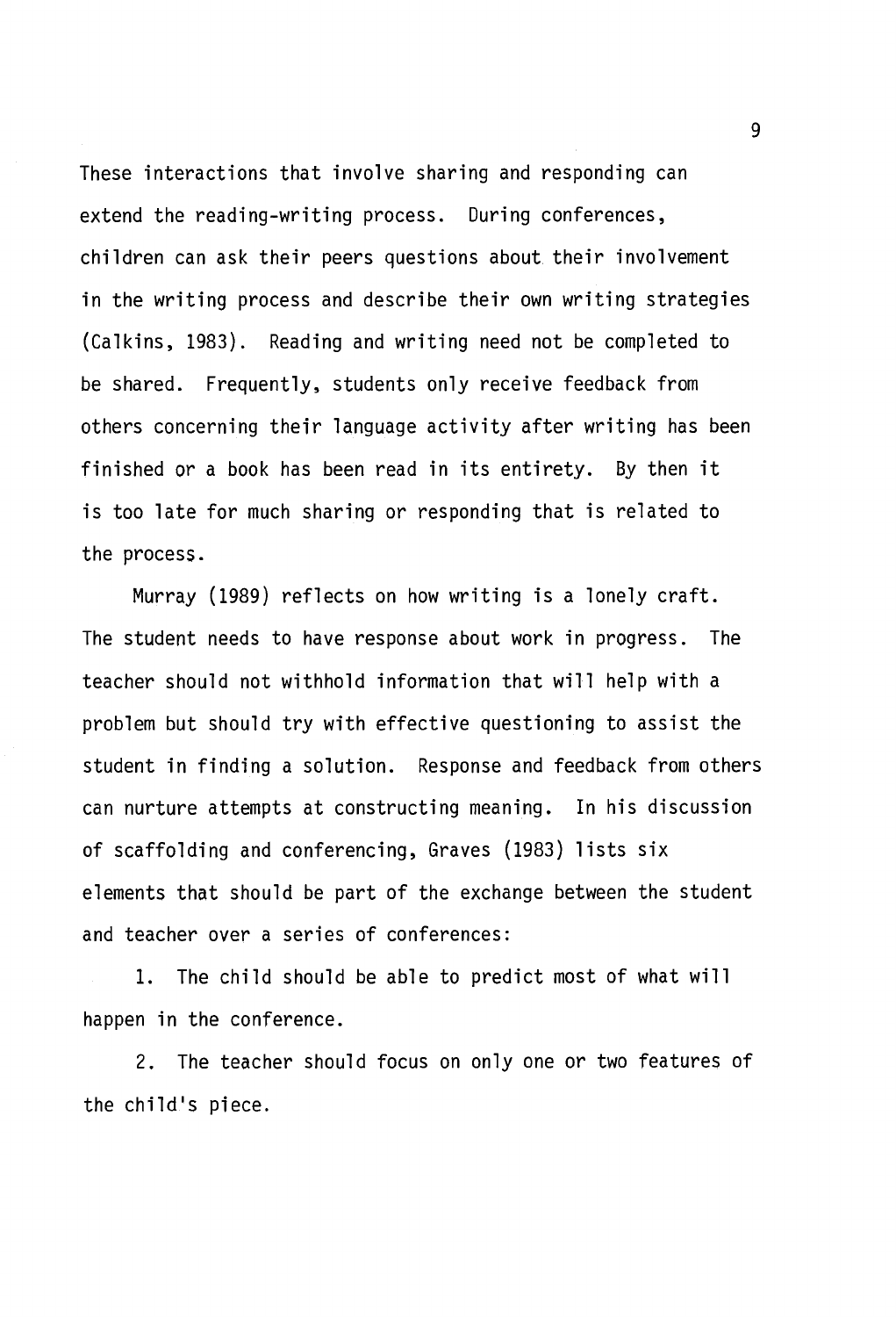These interactions that involve sharing and responding can extend the reading-writing process. During conferences, children can ask their peers questions about their involvement in the writing process and describe their own writing strategies (Calkins, 1983). Reading and writing need not be completed to be shared. Frequently, students only receive feedback from others concerning their language activity after writing has been finished or a book has been read in its entirety. By then it is too late for much sharing or responding that is related to the process.

Murray (1989) reflects on how writing is a lonely craft. The student needs to have response about work in progress. The teacher should not withhold information that will help with a problem but should try with effective questioning to assist the student in finding a solution. Response and feedback from others can nurture attempts at constructing meaning. In his discussion of scaffolding and conferencing, Graves (1983) lists six elements that should be part of the exchange between the student and teacher over a series of conferences:

1. The child should be able to predict most of what will happen in the conference.

2. The teacher should focus on only one or two features of the child's piece.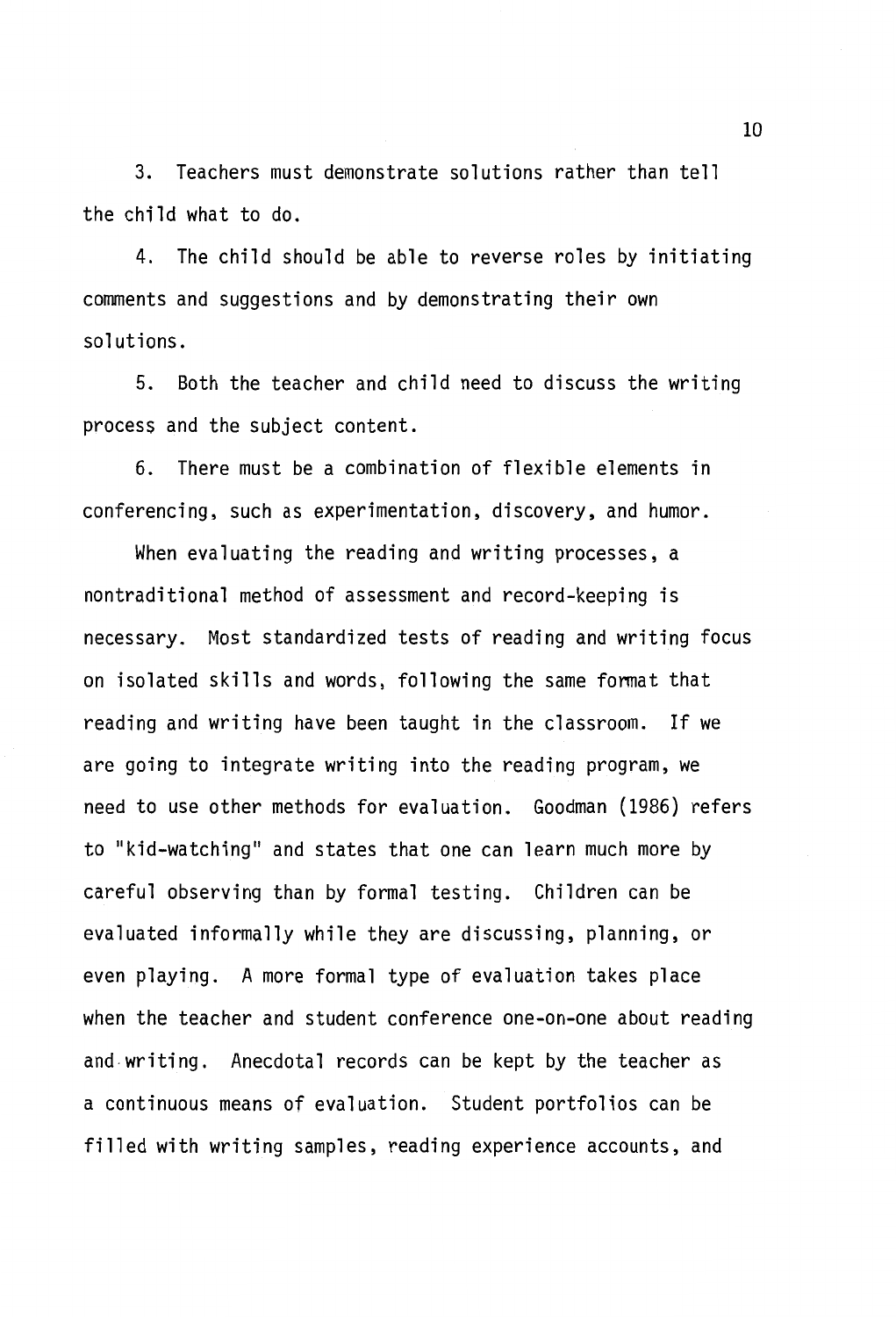3. Teachers must demonstrate solutions rather than tell the child what to do.

4. The child should be able to reverse roles by initiating comments and suggestions and by demonstrating their own solutions.

5. Both the teacher and child need to discuss the writing process and the subject content.

6. There must be a combination of flexible elements in conferencing, such as experimentation, discovery, and humor.

When evaluating the reading and writing processes, a nontraditional method of assessment and record-keeping is necessary. Most standardized tests of reading and writing focus on isolated skills and words, following the same format that reading and writing have been taught in the classroom. If we are going to integrate writing into the reading program, we need to use other methods for evaluation. Goodman (1986) refers to "kid-watching" and states that one can learn much more by careful observing than by formal testing. Children can be evaluated informally while they are discussing, planning, or even playing. A more formal type of evaluation takes place when the teacher and student conference one-on-one about reading and writing. Anecdotal records can be kept by the teacher as a continuous means of evaluation. Student portfolios can be filled with writing samples, reading experience accounts, and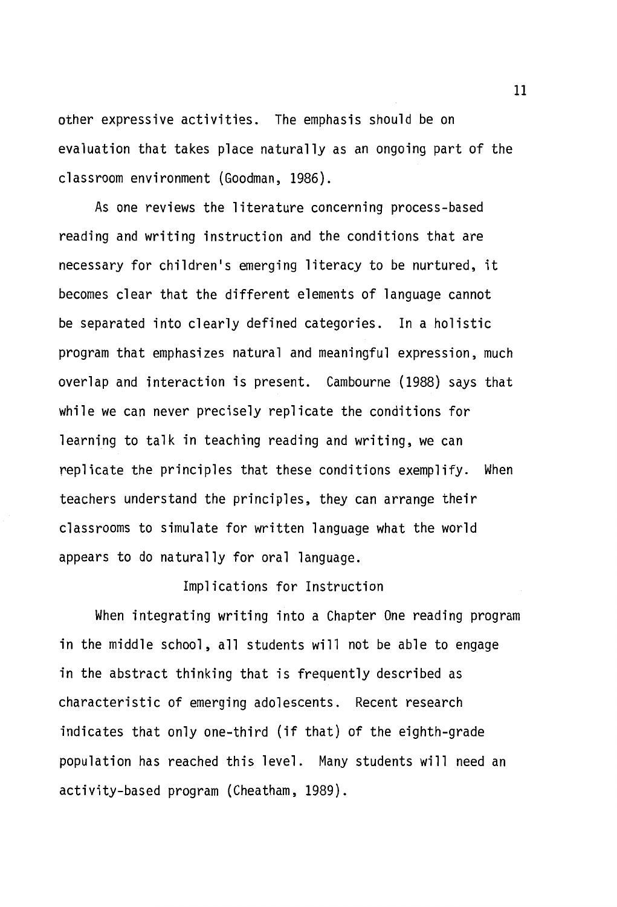other expressive activities. The emphasis should be on evaluation that takes place naturally as an ongoing part of the classroom environment (Goodman, 1986).

As one reviews the literature concerning process-based reading and writing instruction and the conditions that are necessary for children's emerging literacy to be nurtured, it becomes clear that the different elements of language cannot be separated into clearly defined categories. In a holistic program that emphasizes natural and meaningful expression, much overlap and interaction is present. Cambourne (1988) says that while we can never precisely replicate the conditions for learning to talk in teaching reading and writing, we can replicate the principles that these conditions exemplify. When teachers understand the principles, they can arrange their classrooms to simulate for written language what the world appears to do naturally for oral language.

## Implications for Instruction

When integrating writing into a Chapter One reading program in the middle school, all students will not be able to engage in the abstract thinking that is frequently described as characteristic of emerging adolescents. Recent research indicates that only one-third (if that) of the eighth-grade population has reached this level. Many students will need an activity-based program (Cheatham, 1989).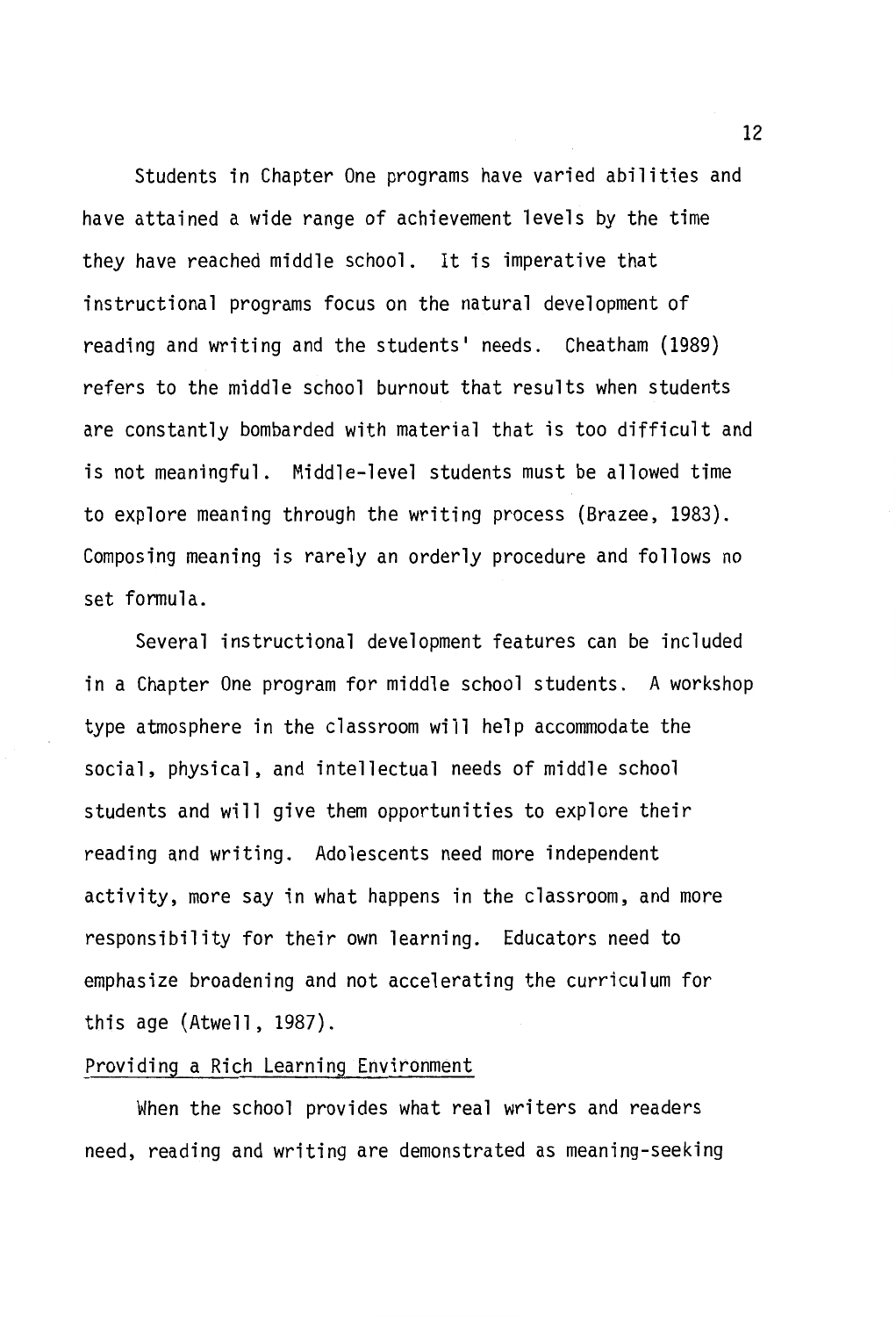Students in Chapter One programs have varied abilities and have attained a wide range of achievement levels by the time they have reached middle school. It is imperative that instructional programs focus on the natural development of reading and writing and the students' needs. Cheatham (1989) refers to the middle school burnout that results when students are constantly bombarded with material that is too difficult and is not meaningful. Middle-level students must be allowed time to explore meaning through the writing process (Brazee, 1983). Composing meaning is rarely an orderly procedure and follows no set formula.

Several instructional development features can be included in a Chapter One program for middle school students. A workshop type atmosphere in the classroom will help accommodate the social, physical, and intellectual needs of middle school students and will give them opportunities to explore their reading and writing. Adolescents need more independent activity, more say in what happens in the classroom, and more responsibility for their own learning. Educators need to emphasize broadening and not accelerating the curriculum for this age (Atwell, 1987).

### Providing a Rich Learning Environment

When the school provides what real writers and readers need, reading and writing are demonstrated as meaning-seeking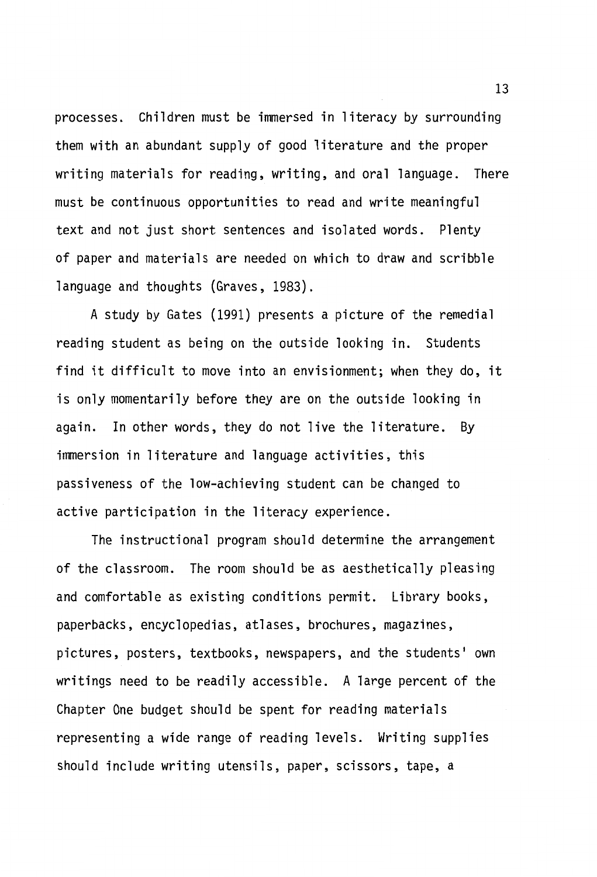processes. Children must be immersed in literacy by surrounding them with an abundant supply of good literature and the proper writing materials for reading, writing, and oral language. There must be continuous opportunities to read and write meaningful text and not just short sentences and isolated words. Plenty of paper and materials are needed on which to draw and scribble language and thoughts (Graves, 1983).

A study by Gates (1991) presents a picture of the remedial reading student as being on the outside looking in. Students find it difficult to move into an envisionment; when they do, it is only momentarily before they are on the outside looking in again. In other words, they do not live the literature. By immersion in literature and language activities, this passiveness of the low-achieving student can be changed to active participation in the literacy experience.

The instructional program should determine the arrangement of the classroom. The room should be as aesthetically pleasing and comfortable as existing conditions permit. Library books, paperbacks, encyclopedias, atlases, brochures, magazines, pictures, posters, textbooks, newspapers, and the students' own writings need to be readily accessible. A large percent of the Chapter One budget should be spent for reading materials representing a wide range of reading levels. Writing supplies should include writing utensils, paper, scissors, tape, a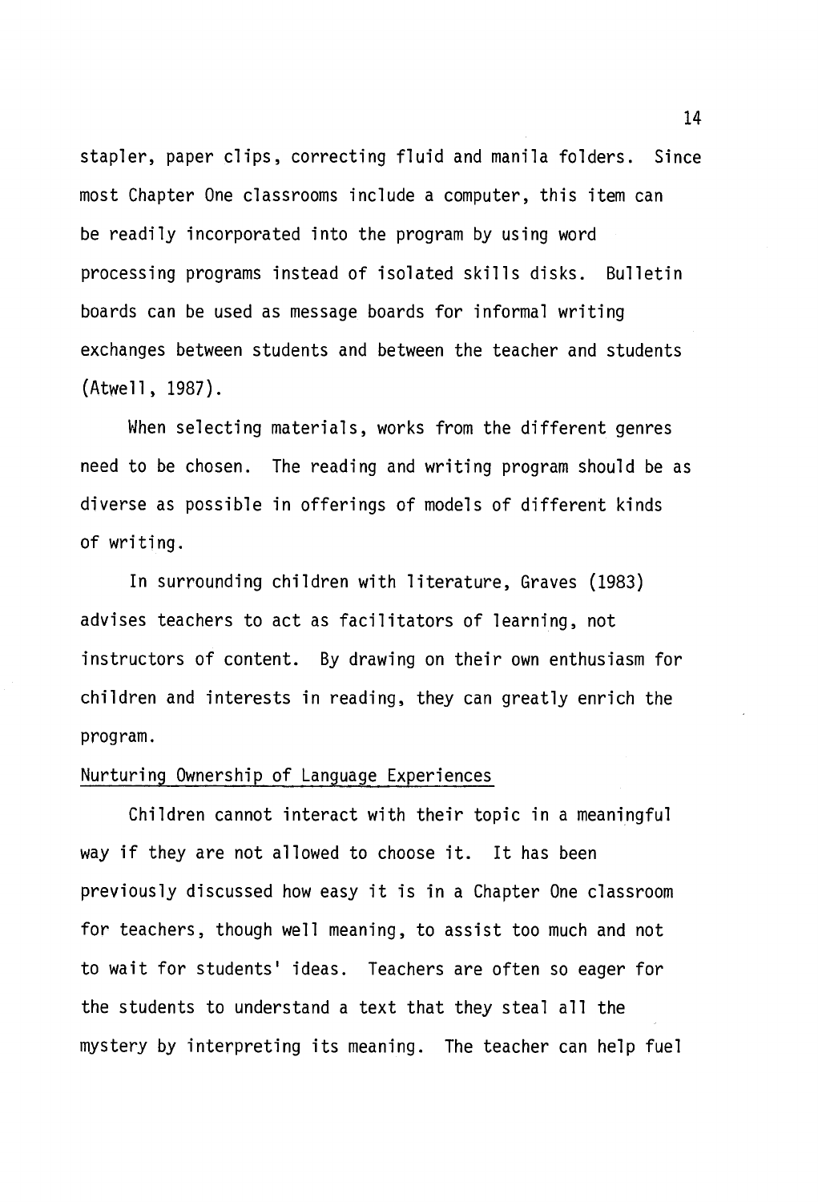stapler, paper clips, correcting fluid and manila folders. Since most Chapter One classrooms include a computer, this item can be readily incorporated into the program by using word processing programs instead of isolated skills disks. Bulletin boards can be used as message boards for informal writing exchanges between students and between the teacher and students (Atwell, 1987).

When selecting materials, works from the different genres need to be chosen. The reading and writing program should be as diverse as possible in offerings of models of different kinds of writing.

In surrounding children with literature, Graves (1983) advises teachers to act as facilitators of learning, not instructors of content. By drawing on their own enthusiasm for children and interests in reading, they can greatly enrich the program.

### Nurturing Ownership of Language Experiences

Children cannot interact with their topic in a meaningful way if they are not allowed to choose it. It has been previously discussed how easy it is in a Chapter One classroom for teachers, though well meaning, to assist too much and not to wait for students' ideas. Teachers are often so eager for the students to understand a text that they steal all the mystery by interpreting its meaning. The teacher can help fuel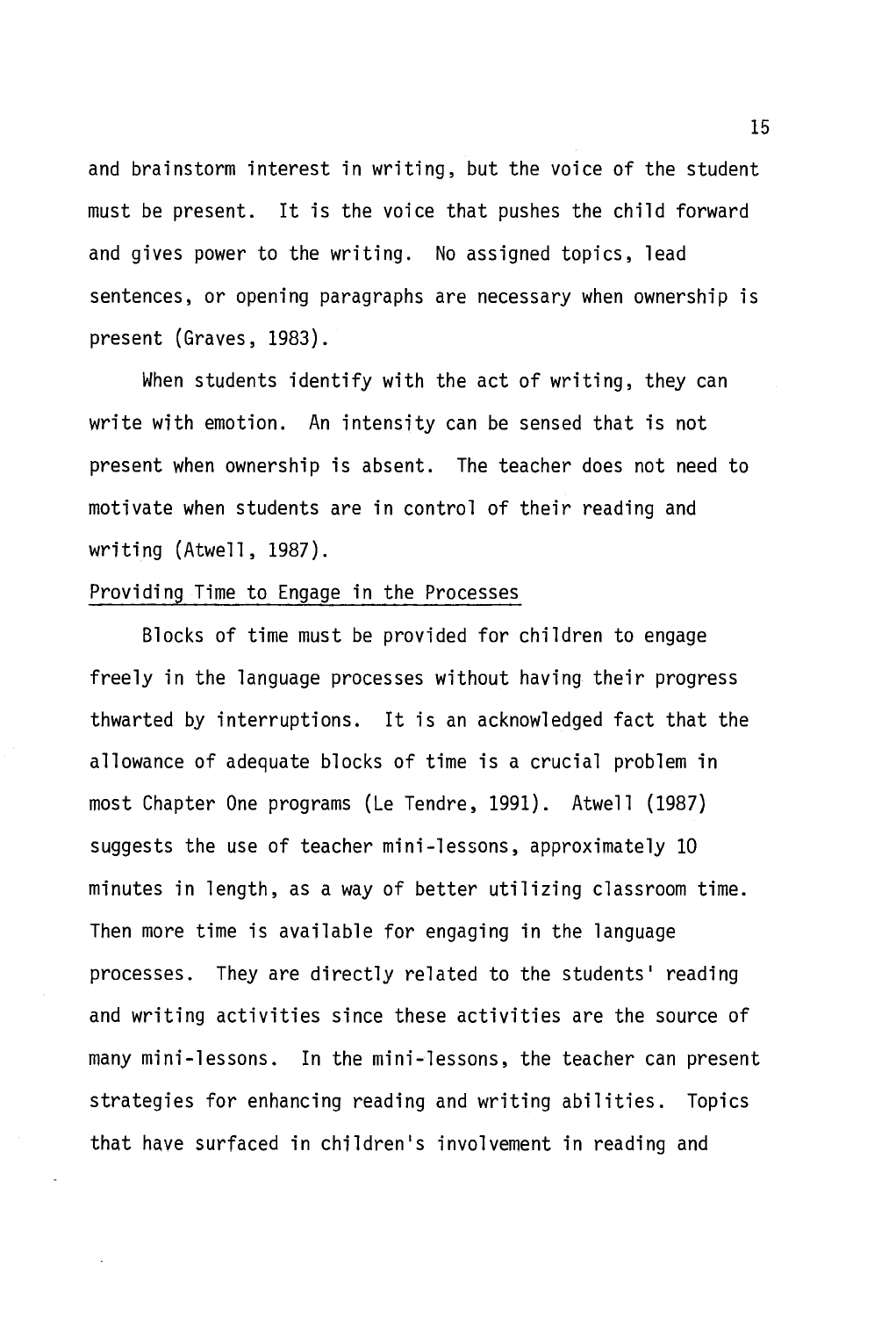and brainstorm interest in writing, but the voice of the student must be present. It is the voice that pushes the child forward and gives power to the writing. No assigned topics, lead sentences, or opening paragraphs are necessary when ownership is present (Graves, 1983).

When students identify with the act of writing, they can write with emotion. An intensity can be sensed that is not present when ownership is absent. The teacher does not need to motivate when students are in control of their reading and writing (Atwell, 1987).

### Providing Time to Engage in the Processes

Blocks of time must be provided for children to engage freely in the language processes without having their progress thwarted by interruptions. It is an acknowledged fact that the allowance of adequate blocks of time is a crucial problem in most Chapter One programs (Le Tendre, 1991). Atwell (1987) suggests the use of teacher mini-lessons, approximately 10 minutes in length, as a way of better utilizing classroom time. Then more time is available for engaging in the language processes. They are directly related to the students' reading and writing activities since these activities are the source of many mini-lessons. In the mini-lessons, the teacher can present strategies for enhancing reading and writing abilities. Topics that have surfaced in children's involvement in reading and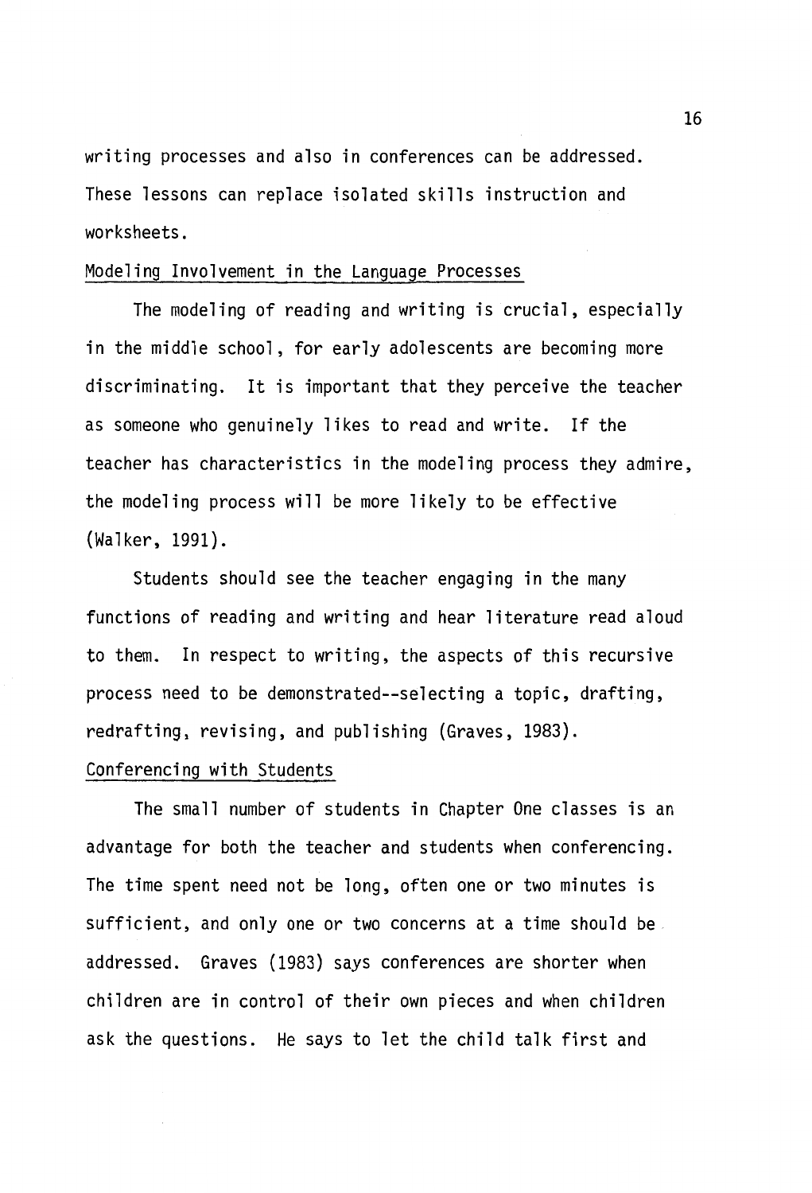writing processes and also in conferences can be addressed. These lessons can replace isolated skills instruction and worksheets.

### Modeling Involvement in the Language Processes

The modeling of reading and writing is crucial, especially in the middle school, for early adolescents are becoming more discriminating. It is important that they perceive the teacher as someone who genuinely likes to read and write. If the teacher has characteristics in the modeling process they admire, the modeling process will be more likely to be effective (Walker, 1991).

Students should see the teacher engaging in the many functions of reading and writing and hear literature read aloud to them. In respect to writing, the aspects of this recursive process need to be demonstrated--selecting a topic, drafting, redrafting, revising, and publishing (Graves, 1983).

### Conferencing with Students

The small number of students in Chapter One classes is an advantage for both the teacher and students when conferencing. The time spent need not be long, often one or two minutes is sufficient, and only one or two concerns at a time should be addressed. Graves (1983) says conferences are shorter when children are in control of their own pieces and when children ask the questions. He says to let the child talk first and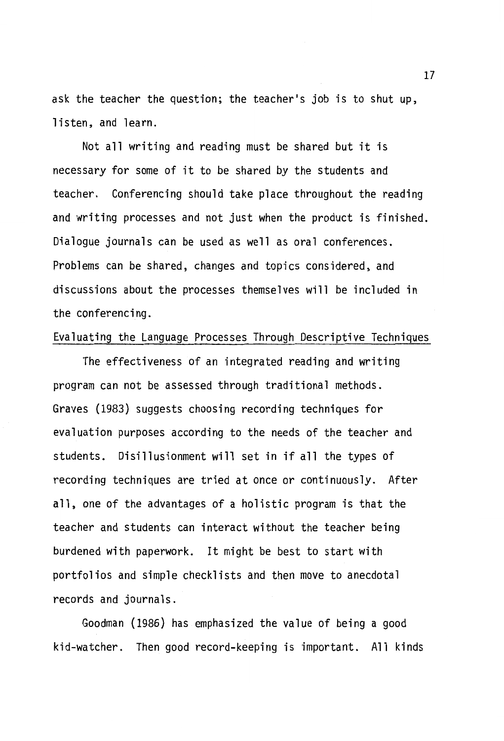ask the teacher the question; the teacher's job is to shut up, listen, and learn.

Not all writing and reading must be shared but it is necessary for some of it to be shared by the students and teacher. Conferencing should take place throughout the reading and writing processes and not just when the product is finished. Dialogue journals can be used as well as oral conferences. Problems can be shared, changes and topics considered, and discussions about the processes themselves will be included in the conferencing.

## Evaluating the Language Processes Through Descriptive Techniques

The effectiveness of an integrated reading and writing program can not be assessed through traditional methods. Graves (1983) suggests choosing recording techniques for evaluation purposes according to the needs of the teacher and students. Disillusionment will set in if all the types of recording techniques are tried at once or continuously. After all, one of the advantages of a holistic program is that the teacher and students can interact without the teacher being burdened with paperwork. It might be best to start with portfolios and simple checklists and then move to anecdotal records and journals.

Goodman (1986) has emphasized the value of being a good kid-watcher. Then good record-keeping is important. All kinds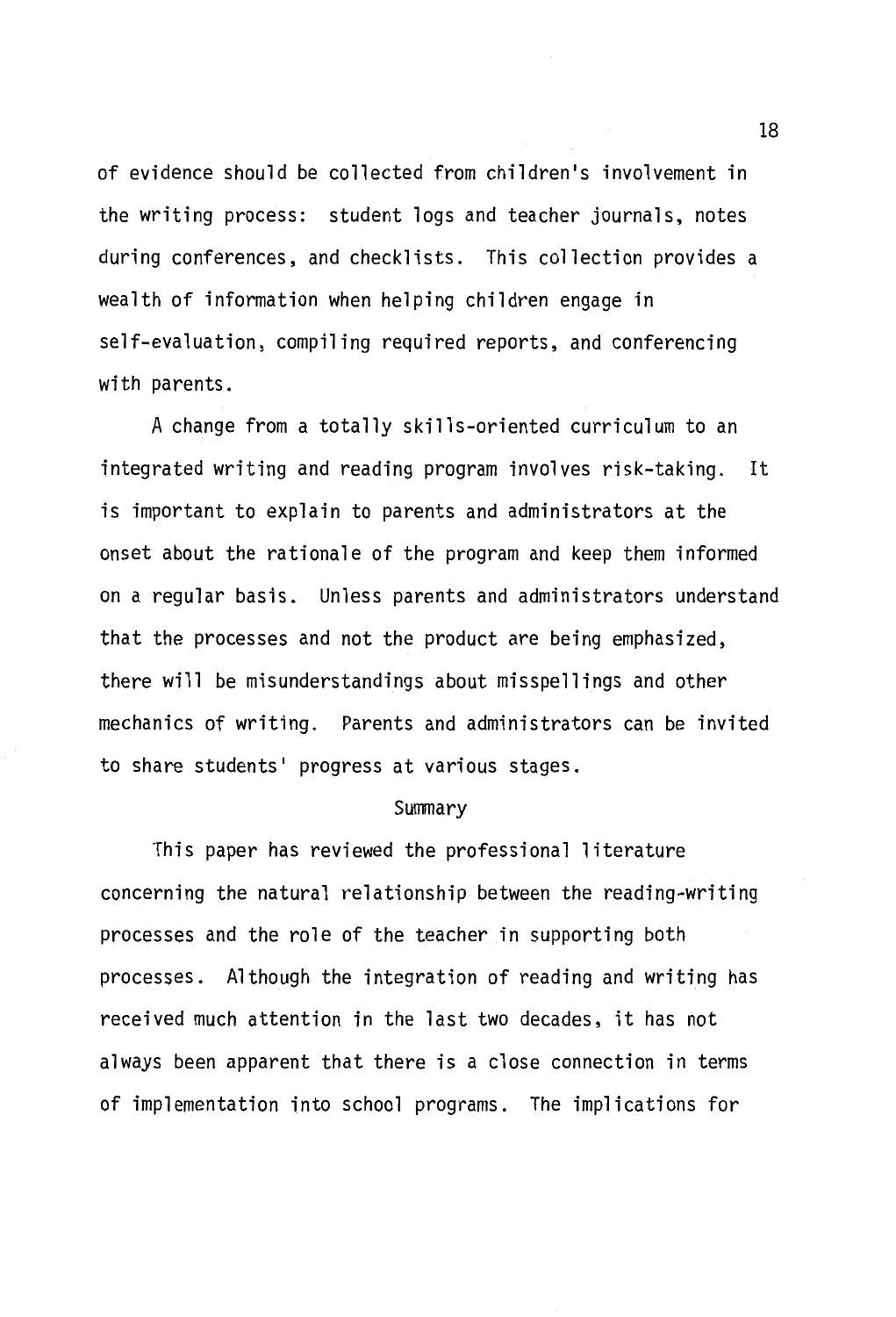of evidence should be collected from children's involvement in the writing process: student logs and teacher journals, notes during conferences, and checklists. This collection provides a wealth of information when helping children engage in self-evaluation, compiling required reports, and conferencing with parents.

A change from a totally skills-oriented curriculum to an integrated writing and reading program involves risk-taking. It is important to explain to parents and administrators at the onset about the rationale of the program and keep them informed on a regular basis. Unless parents and administrators understand that the processes and not the product are being emphasized, there will be misunderstandings about misspellings and other mechanics of writing. Parents and administrators can be invited to share students' progress at various stages.

## Summary

This paper has reviewed the professional literature concerning the natural relationship between the reading-writing processes and the role of the teacher in supporting both processes. Although the integration of reading and writing has received much attention in the last two decades, it has not always been apparent that there is a close connection in terms of implementation into school programs. The implications for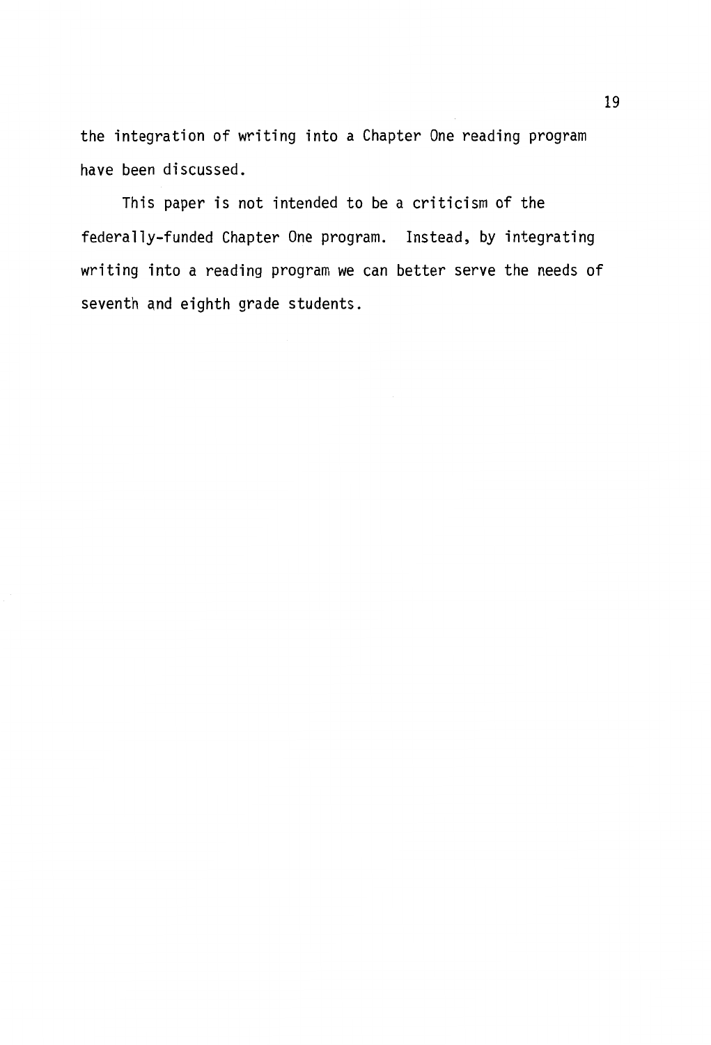the integration of writing into a Chapter One reading program have been discussed.

This paper is not intended to be a criticism of the federally-funded Chapter One program. Instead, by integrating writing into a reading program we can better serve the needs of seventh and eighth grade students.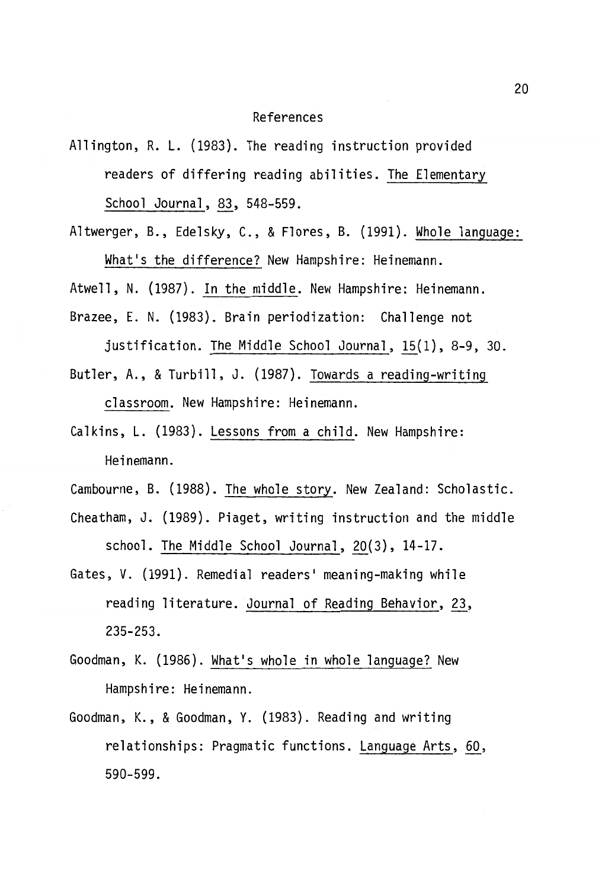# References

Allington, R. L. (1983). The reading instruction provided readers of differing reading abilities. The Elementary School Journal, 83, 548-559.

Altwerger, B., Edelsky, C., & Flores, B. (1991). Whole language: What's the difference? New Hampshire: Heinemann.

Atwell, N. (1987). In the middle. New Hampshire: Heinemann.

Brazee, E. N. (1983). Brain periodization: Challenge not justification. The Middle School Journal, 15(1), 8-9, 30.

Butler, A., & Turbill, J. (1987). Towards a reading-writing classroom. New Hampshire: Heinemann.

Calkins, L. (1983). Lessons from a child. New Hampshire: Heinemann.

Cambourne, B. (1988). The whole story. New Zealand: Scholastic.

Cheatham, J. (1989). Piaget, writing instruction and the middle school. The Middle School Journal, 20(3), 14-17.

Gates, V. (1991). Remedial readers' meaning-making while reading literature. Journal of Reading Behavior, 23, 235-253.

Goodman, K. (1986). What's whole in whole language? New Hampshire: Heinemann.

Goodman, K., & Goodman, Y. (1983). Reading and writing relationships: Pragmatic functions. Language Arts, 60, 590-599.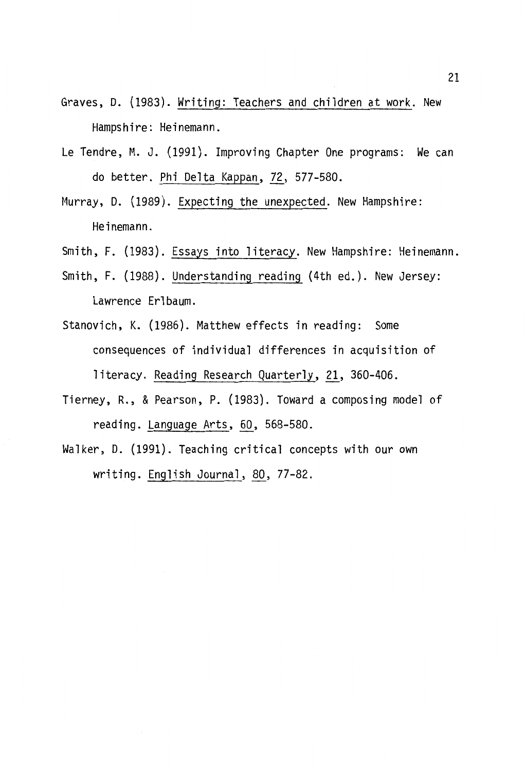Graves, D. (1983). Writing: Teachers and children at work. New Hampshire: Heinemann.

Le Tendre, M. J. (1991). Improving Chapter One programs: We can do better. Phi Delta Kappan, 72, 577-580.

Murray, D. (1989). Expecting the unexpected. New Hampshire: Heinemann.

Smith, F. (1983). Essays into literacy. New Hampshire: Heinemann.

Smith, F. (1988). Understanding reading (4th ed.). New Jersey: Lawrence Erlbaum.

Stanovich, K. (1986). Matthew effects in reading: Some consequences of individual differences in acquisition of literacy. Reading Research Quarterly, 21, 360-406.

Tierney, R., & Pearson, P. (1983). Toward a composing model of reading. Language Arts, 60, 568-580.

Walker, D. (1991). Teaching critical concepts with our own writing. English Journal, 80, 77-82.